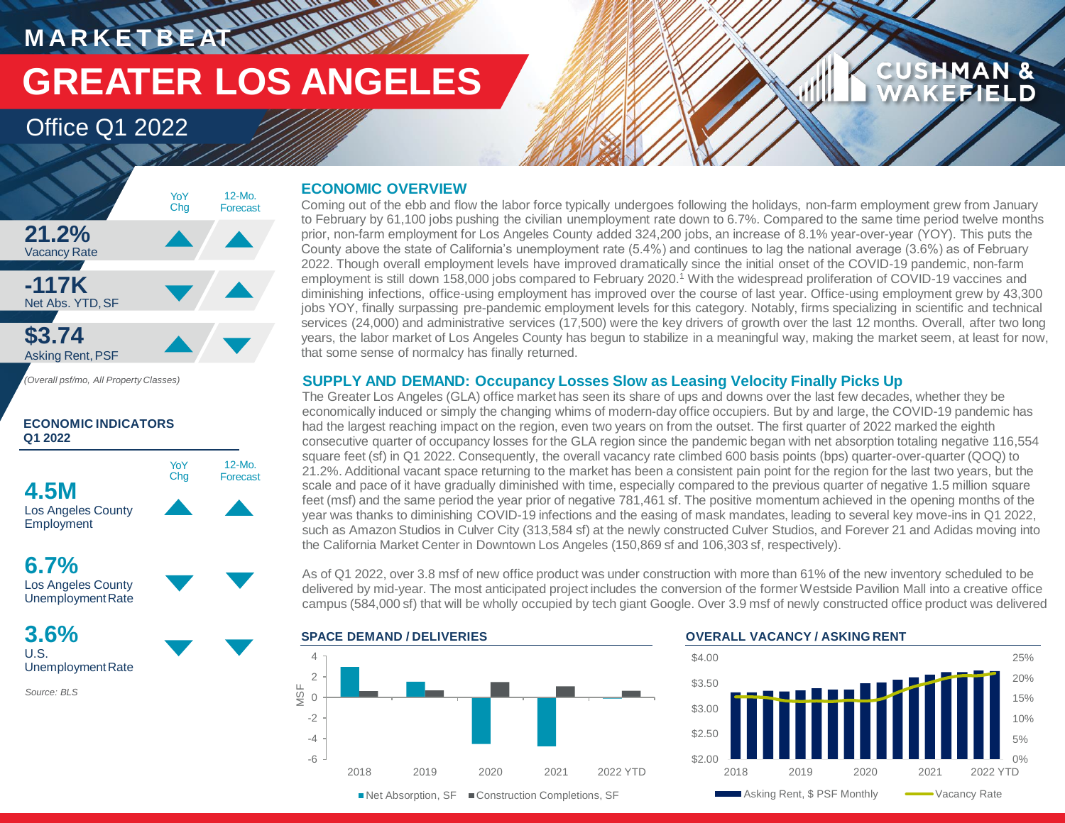MARKETBEAT

# GREATER LOS ANGELES

## Office Q1 2022

CUSHMAN & WAKEFIELD

| | YoY Chg | 12-Mo. Forecast |
|---|---|---|
| **21.2%** Vacancy Rate | ▲ | ▲ |
| **-117K** Net Abs. YTD, SF | ▼ | ▲ |
| **$3.74** Asking Rent, PSF | ▲ | ▼ |

*(Overall psf/mo, All Property Classes)*

**ECONOMIC INDICATORS Q1 2022**

| | YoY Chg | 12-Mo. Forecast |
|---|---|---|
| **4.5M** Los Angeles County Employment | ▲ | ▲ |
| **6.7%** Los Angeles County Unemployment Rate | ▼ | ▼ |
| **3.6%** U.S. Unemployment Rate | ▼ | ▼ |

*Source: BLS*

### ECONOMIC OVERVIEW

Coming out of the ebb and flow the labor force typically undergoes following the holidays, non-farm employment grew from January to February by 61,100 jobs pushing the civilian unemployment rate down to 6.7%. Compared to the same time period twelve months prior, non-farm employment for Los Angeles County added 324,200 jobs, an increase of 8.1% year-over-year (YOY). This puts the County above the state of California's unemployment rate (5.4%) and continues to lag the national average (3.6%) as of February 2022. Though overall employment levels have improved dramatically since the initial onset of the COVID-19 pandemic, non-farm employment is still down 158,000 jobs compared to February 2020.[1] With the widespread proliferation of COVID-19 vaccines and diminishing infections, office-using employment has improved over the course of last year. Office-using employment grew by 43,300 jobs YOY, finally surpassing pre-pandemic employment levels for this category. Notably, firms specializing in scientific and technical services (24,000) and administrative services (17,500) were the key drivers of growth over the last 12 months. Overall, after two long years, the labor market of Los Angeles County has begun to stabilize in a meaningful way, making the market seem, at least for now, that some sense of normalcy has finally returned.

### SUPPLY AND DEMAND: Occupancy Losses Slow as Leasing Velocity Finally Picks Up

The Greater Los Angeles (GLA) office market has seen its share of ups and downs over the last few decades, whether they be economically induced or simply the changing whims of modern-day office occupiers. But by and large, the COVID-19 pandemic has had the largest reaching impact on the region, even two years on from the outset. The first quarter of 2022 marked the eighth consecutive quarter of occupancy losses for the GLA region since the pandemic began with net absorption totaling negative 116,554 square feet (sf) in Q1 2022. Consequently, the overall vacancy rate climbed 600 basis points (bps) quarter-over-quarter (QOQ) to 21.2%. Additional vacant space returning to the market has been a consistent pain point for the region for the last two years, but the scale and pace of it have gradually diminished with time, especially compared to the previous quarter of negative 1.5 million square feet (msf) and the same period the year prior of negative 781,461 sf. The positive momentum achieved in the opening months of the year was thanks to diminishing COVID-19 infections and the easing of mask mandates, leading to several key move-ins in Q1 2022, such as Amazon Studios in Culver City (313,584 sf) at the newly constructed Culver Studios, and Forever 21 and Adidas moving into the California Market Center in Downtown Los Angeles (150,869 sf and 106,303 sf, respectively).

As of Q1 2022, over 3.8 msf of new office product was under construction with more than 61% of the new inventory scheduled to be delivered by mid-year. The most anticipated project includes the conversion of the former Westside Pavilion Mall into a creative office campus (584,000 sf) that will be wholly occupied by tech giant Google. Over 3.9 msf of newly constructed office product was delivered

**SPACE DEMAND / DELIVERIES**

Legend: Net Absorption, SF; Construction Completions, SF (MSF; 2018–2022 YTD)

**OVERALL VACANCY / ASKING RENT**

Legend: Asking Rent, $ PSF Monthly; Vacancy Rate (2018–2022 YTD)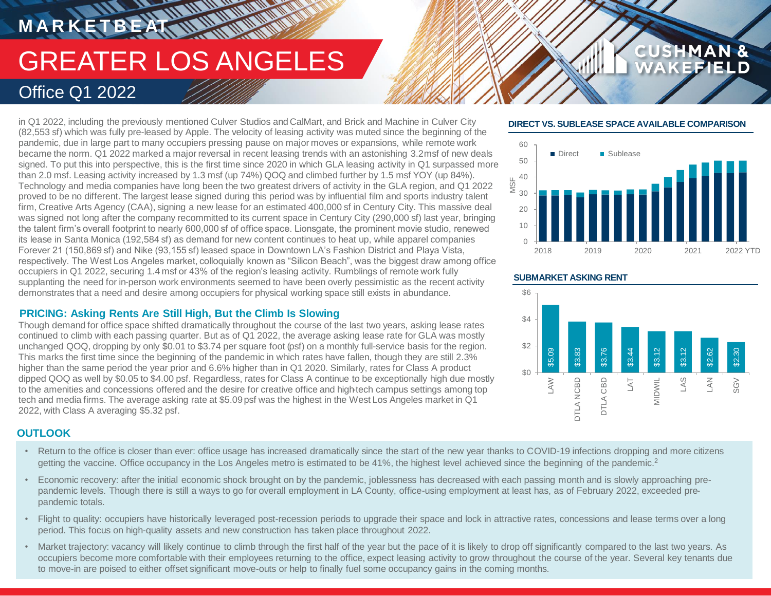# GREATER LOS ANGELES

## Office Q1 2022

in Q1 2022, including the previously mentioned Culver Studios and CalMart, and Brick and Machine in Culver City (82,553 sf) which was fully pre-leased by Apple. The velocity of leasing activity was muted since the beginning of the pandemic, due in large part to many occupiers pressing pause on major moves or expansions, while remote work became the norm. Q1 2022 marked a major reversal in recent leasing trends with an astonishing 3.2msf of new deals signed. To put this into perspective, this is the first time since 2020 in which GLA leasing activity in Q1 surpassed more than 2.0 msf. Leasing activity increased by 1.3 msf (up 74%) QOQ and climbed further by 1.5 msf YOY (up 84%). Technology and media companies have long been the two greatest drivers of activity in the GLA region, and Q1 2022 proved to be no different. The largest lease signed during this period was by influential film and sports industry talent firm, Creative Arts Agency (CAA), signing a new lease for an estimated 400,000 sf in Century City. This massive deal was signed not long after the company recommitted to its current space in Century City (290,000 sf) last year, bringing the talent firm's overall footprint to nearly 600,000 sf of office space. Lionsgate, the prominent movie studio, renewed its lease in Santa Monica (192,584 sf) as demand for new content continues to heat up, while apparel companies Forever 21 (150,869 sf) and Nike (93,155 sf) leased space in Downtown LA's Fashion District and Playa Vista, respectively. The West Los Angeles market, colloquially known as "Silicon Beach", was the biggest draw among office occupiers in Q1 2022, securing 1.4 msf or 43% of the region's leasing activity. Rumblings of remote work fully supplanting the need for in-person work environments seemed to have been overly pessimistic as the recent activity demonstrates that a need and desire among occupiers for physical working space still exists in abundance.

### PRICING: Asking Rents Are Still High, But the Climb Is Slowing

Though demand for office space shifted dramatically throughout the course of the last two years, asking lease rates continued to climb with each passing quarter. But as of Q1 2022, the average asking lease rate for GLA was mostly unchanged QOQ, dropping by only $0.01 to $3.74 per square foot (psf) on a monthly full-service basis for the region. This marks the first time since the beginning of the pandemic in which rates have fallen, though they are still 2.3% higher than the same period the year prior and 6.6% higher than in Q1 2020. Similarly, rates for Class A product dipped QOQ as well by $0.05 to $4.00 psf. Regardless, rates for Class A continue to be exceptionally high due mostly to the amenities and concessions offered and the desire for creative office and high-tech campus settings among top tech and media firms. The average asking rate at $5.09 psf was the highest in the West Los Angeles market in Q1 2022, with Class A averaging $5.32 psf.

### DIRECT VS. SUBLEASE SPACE AVAILABLE COMPARISON

### SUBMARKET ASKING RENT

| Submarket | Asking Rent |
|---|---|
| LAW | $5.09 |
| DTLA NCBD | $3.83 |
| DTLA CBD | $3.76 |
| LAT | $3.44 |
| MIDWIL | $3.12 |
| LAS | $3.12 |
| LAN | $2.62 |
| SGV | $2.30 |

### OUTLOOK

- Return to the office is closer than ever: office usage has increased dramatically since the start of the new year thanks to COVID-19 infections dropping and more citizens getting the vaccine. Office occupancy in the Los Angeles metro is estimated to be 41%, the highest level achieved since the beginning of the pandemic.[2]
- Economic recovery: after the initial economic shock brought on by the pandemic, joblessness has decreased with each passing month and is slowly approaching pre-pandemic levels. Though there is still a ways to go for overall employment in LA County, office-using employment at least has, as of February 2022, exceeded pre-pandemic totals.
- Flight to quality: occupiers have historically leveraged post-recession periods to upgrade their space and lock in attractive rates, concessions and lease terms over a long period. This focus on high-quality assets and new construction has taken place throughout 2022.
- Market trajectory: vacancy will likely continue to climb through the first half of the year but the pace of it is likely to drop off significantly compared to the last two years. As occupiers become more comfortable with their employees returning to the office, expect leasing activity to grow throughout the course of the year. Several key tenants due to move-in are poised to either offset significant move-outs or help to finally fuel some occupancy gains in the coming months.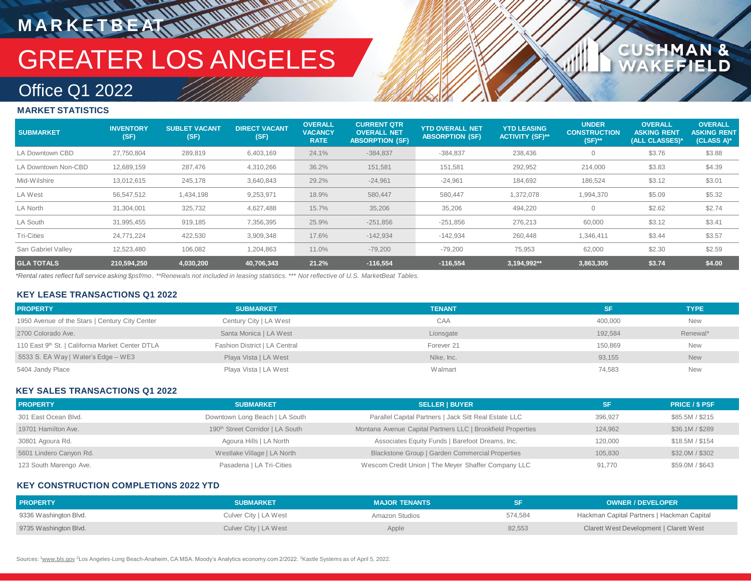# MARKETBEAT

# GREATER LOS ANGELES

## Office Q1 2022

### MARKET STATISTICS

| SUBMARKET | INVENTORY (SF) | SUBLET VACANT (SF) | DIRECT VACANT (SF) | OVERALL VACANCY RATE | CURRENT QTR OVERALL NET ABSORPTION (SF) | YTD OVERALL NET ABSORPTION (SF) | YTD LEASING ACTIVITY (SF)** | UNDER CONSTRUCTION (SF)** | OVERALL ASKING RENT (ALL CLASSES)* | OVERALL ASKING RENT (CLASS A)* |
|---|---|---|---|---|---|---|---|---|---|---|
| LA Downtown CBD | 27,750,804 | 289,819 | 6,403,169 | 24.1% | -384,837 | -384,837 | 238,436 | 0 | $3.76 | $3.88 |
| LA Downtown Non-CBD | 12,689,159 | 287,476 | 4,310,266 | 36.2% | 151,581 | 151,581 | 292,952 | 214,000 | $3.83 | $4.39 |
| Mid-Wilshire | 13,012,615 | 245,178 | 3,640,843 | 29.2% | -24,961 | -24,961 | 184,692 | 186,524 | $3.12 | $3.01 |
| LA West | 56,547,512 | 1,434,198 | 9,253,971 | 18.9% | 580,447 | 580,447 | 1,372,078 | 1,994,370 | $5.09 | $5.32 |
| LA North | 31,304,001 | 325,732 | 4,627,488 | 15.7% | 35,206 | 35,206 | 494,220 | 0 | $2.62 | $2.74 |
| LA South | 31,995,455 | 919,185 | 7,356,395 | 25.9% | -251,856 | -251,856 | 276,213 | 60,000 | $3.12 | $3.41 |
| Tri-Cities | 24,771,224 | 422,530 | 3,909,348 | 17.6% | -142,934 | -142,934 | 260,448 | 1,346,411 | $3.44 | $3.57 |
| San Gabriel Valley | 12,523,480 | 106,082 | 1,204,863 | 11.0% | -79,200 | -79,200 | 75,953 | 62,000 | $2.30 | $2.59 |
| **GLA TOTALS** | **210,594,250** | **4,030,200** | **40,706,343** | **21.2%** | **-116,554** | **-116,554** | **3,194,992**** | **3,863,305** | **$3.74** | **$4.00** |

*Rental rates reflect full service asking $psf/mo. **Renewals not included in leasing statistics. *** Not reflective of U.S. MarketBeat Tables.*

### KEY LEASE TRANSACTIONS Q1 2022

| PROPERTY | SUBMARKET | TENANT | SF | TYPE |
|---|---|---|---|---|
| 1950 Avenue of the Stars \| Century City Center | Century City \| LA West | CAA | 400,000 | New |
| 2700 Colorado Ave. | Santa Monica \| LA West | Lionsgate | 192,584 | Renewal* |
| 110 East 9th St. \| California Market Center DTLA | Fashion District \| LA Central | Forever 21 | 150,869 | New |
| 5533 S. EA Way \| Water's Edge – WE3 | Playa Vista \| LA West | Nike, Inc. | 93,155 | New |
| 5404 Jandy Place | Playa Vista \| LA West | Walmart | 74,583 | New |

### KEY SALES TRANSACTIONS Q1 2022

| PROPERTY | SUBMARKET | SELLER \| BUYER | SF | PRICE / $ PSF |
|---|---|---|---|---|
| 301 East Ocean Blvd. | Downtown Long Beach \| LA South | Parallel Capital Partners \| Jack Sitt Real Estate LLC | 396,927 | $85.5M / $215 |
| 19701 Hamilton Ave. | 190th Street Corridor \| LA South | Montana Avenue Capital Partners LLC \| Brookfield Properties | 124,962 | $36.1M / $289 |
| 30801 Agoura Rd. | Agoura Hills \| LA North | Associates Equity Funds \| Barefoot Dreams, Inc. | 120,000 | $18.5M / $154 |
| 5601 Lindero Canyon Rd. | Westlake Village \| LA North | Blackstone Group \| Garden Commercial Properties | 105,830 | $32.0M / $302 |
| 123 South Marengo Ave. | Pasadena \| LA Tri-Cities | Wescom Credit Union \| The Meyer Shaffer Company LLC | 91,770 | $59.0M / $643 |

### KEY CONSTRUCTION COMPLETIONS 2022 YTD

| PROPERTY | SUBMARKET | MAJOR TENANTS | SF | OWNER / DEVELOPER |
|---|---|---|---|---|
| 9336 Washington Blvd. | Culver City \| LA West | Amazon Studios | 574,584 | Hackman Capital Partners \| Hackman Capital |
| 9735 Washington Blvd. | Culver City \| LA West | Apple | 82,553 | Clarett West Development \| Clarett West |

Sources: [1]www.bls.gov [2]Los Angeles-Long Beach-Anaheim, CA MSA. Moody's Analytics economy.com 2/2022. [2]Kastle Systems as of April 5, 2022.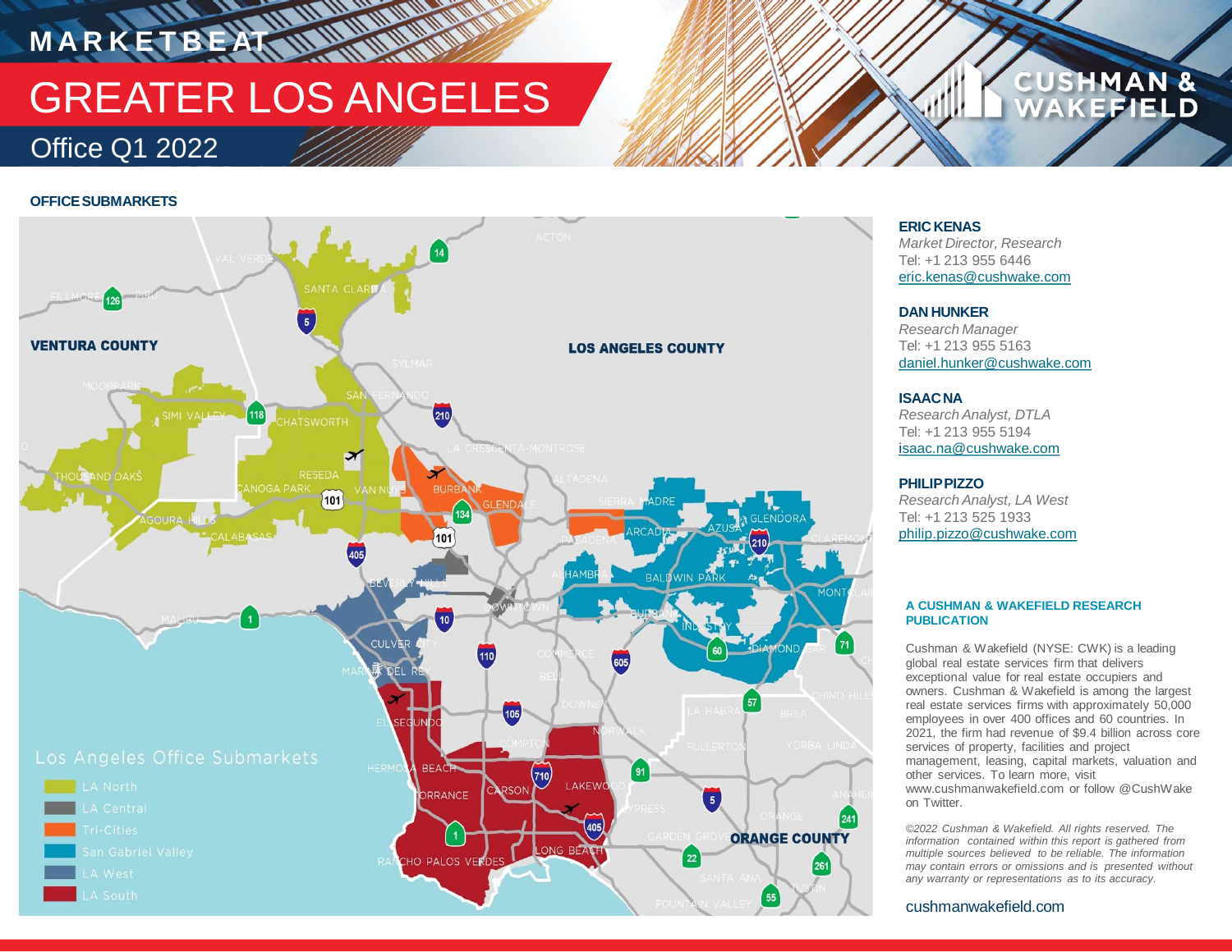# MARKETBEAT

# GREATER LOS ANGELES

## Office Q1 2022

### OFFICE SUBMARKETS

Los Angeles Office Submarkets

- LA North
- LA Central
- Tri-Cities
- San Gabriel Valley
- LA West
- LA South

VENTURA COUNTY

LOS ANGELES COUNTY

ORANGE COUNTY

**ERIC KENAS**
*Market Director, Research*
Tel: +1 213 955 6446
eric.kenas@cushwake.com

**DAN HUNKER**
*Research Manager*
Tel: +1 213 955 5163
daniel.hunker@cushwake.com

**ISAAC NA**
*Research Analyst, DTLA*
Tel: +1 213 955 5194
isaac.na@cushwake.com

**PHILIP PIZZO**
*Research Analyst, LA West*
Tel: +1 213 525 1933
philip.pizzo@cushwake.com

**A CUSHMAN & WAKEFIELD RESEARCH PUBLICATION**

Cushman & Wakefield (NYSE: CWK) is a leading global real estate services firm that delivers exceptional value for real estate occupiers and owners. Cushman & Wakefield is among the largest real estate services firms with approximately 50,000 employees in over 400 offices and 60 countries. In 2021, the firm had revenue of $9.4 billion across core services of property, facilities and project management, leasing, capital markets, valuation and other services. To learn more, visit www.cushmanwakefield.com or follow @CushWake on Twitter.

*©2022 Cushman & Wakefield. All rights reserved. The information contained within this report is gathered from multiple sources believed to be reliable. The information may contain errors or omissions and is presented without any warranty or representations as to its accuracy.*

cushmanwakefield.com